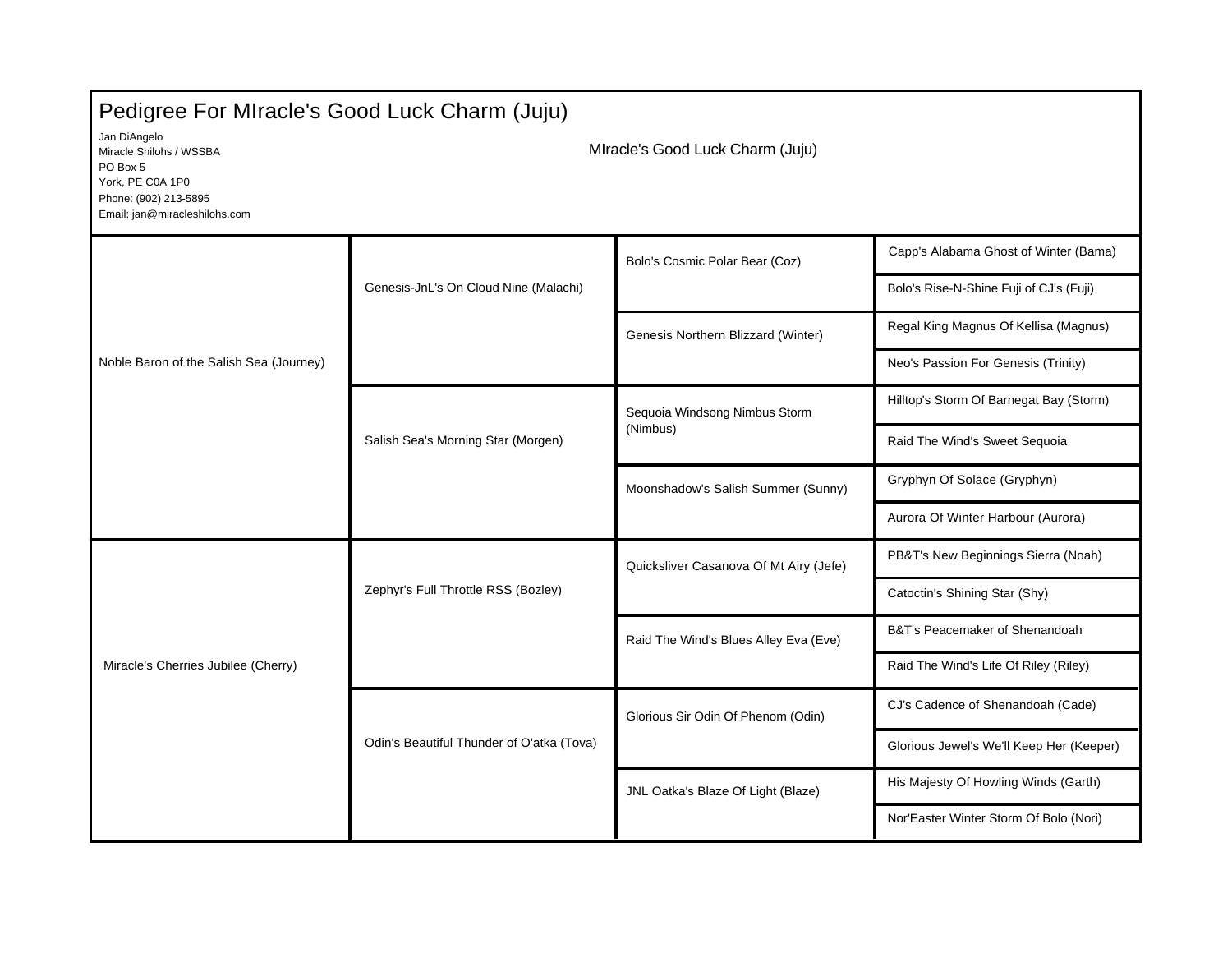# Pedigree For MIracle's Good Luck Charm (Juju)

Jan DiAngelo
Miracle Shilohs / WSSBA
PO Box 5
York, PE C0A 1P0
Phone: (902) 213-5895
Email: jan@miracleshilohs.com

MIracle's Good Luck Charm (Juju)

| Parents | Grandparents | Great-Grandparents | Great-Great-Grandparents |
| --- | --- | --- | --- |
| Noble Baron of the Salish Sea (Journey) | Genesis-JnL's On Cloud Nine (Malachi) | Bolo's Cosmic Polar Bear (Coz) | Capp's Alabama Ghost of Winter (Bama) |
| | | | Bolo's Rise-N-Shine Fuji of CJ's (Fuji) |
| | | Genesis Northern Blizzard (Winter) | Regal King Magnus Of Kellisa (Magnus) |
| | | | Neo's Passion For Genesis (Trinity) |
| | Salish Sea's Morning Star (Morgen) | Sequoia Windsong Nimbus Storm (Nimbus) | Hilltop's Storm Of Barnegat Bay (Storm) |
| | | | Raid The Wind's Sweet Sequoia |
| | | Moonshadow's Salish Summer (Sunny) | Gryphyn Of Solace (Gryphyn) |
| | | | Aurora Of Winter Harbour (Aurora) |
| Miracle's Cherries Jubilee (Cherry) | Zephyr's Full Throttle RSS (Bozley) | Quicksliver Casanova Of Mt Airy (Jefe) | PB&T's New Beginnings Sierra (Noah) |
| | | | Catoctin's Shining Star (Shy) |
| | | Raid The Wind's Blues Alley Eva (Eve) | B&T's Peacemaker of Shenandoah |
| | | | Raid The Wind's Life Of Riley (Riley) |
| | Odin's Beautiful Thunder of O'atka (Tova) | Glorious Sir Odin Of Phenom (Odin) | CJ's Cadence of Shenandoah (Cade) |
| | | | Glorious Jewel's We'll Keep Her (Keeper) |
| | | JNL Oatka's Blaze Of Light (Blaze) | His Majesty Of Howling Winds (Garth) |
| | | | Nor'Easter Winter Storm Of Bolo (Nori) |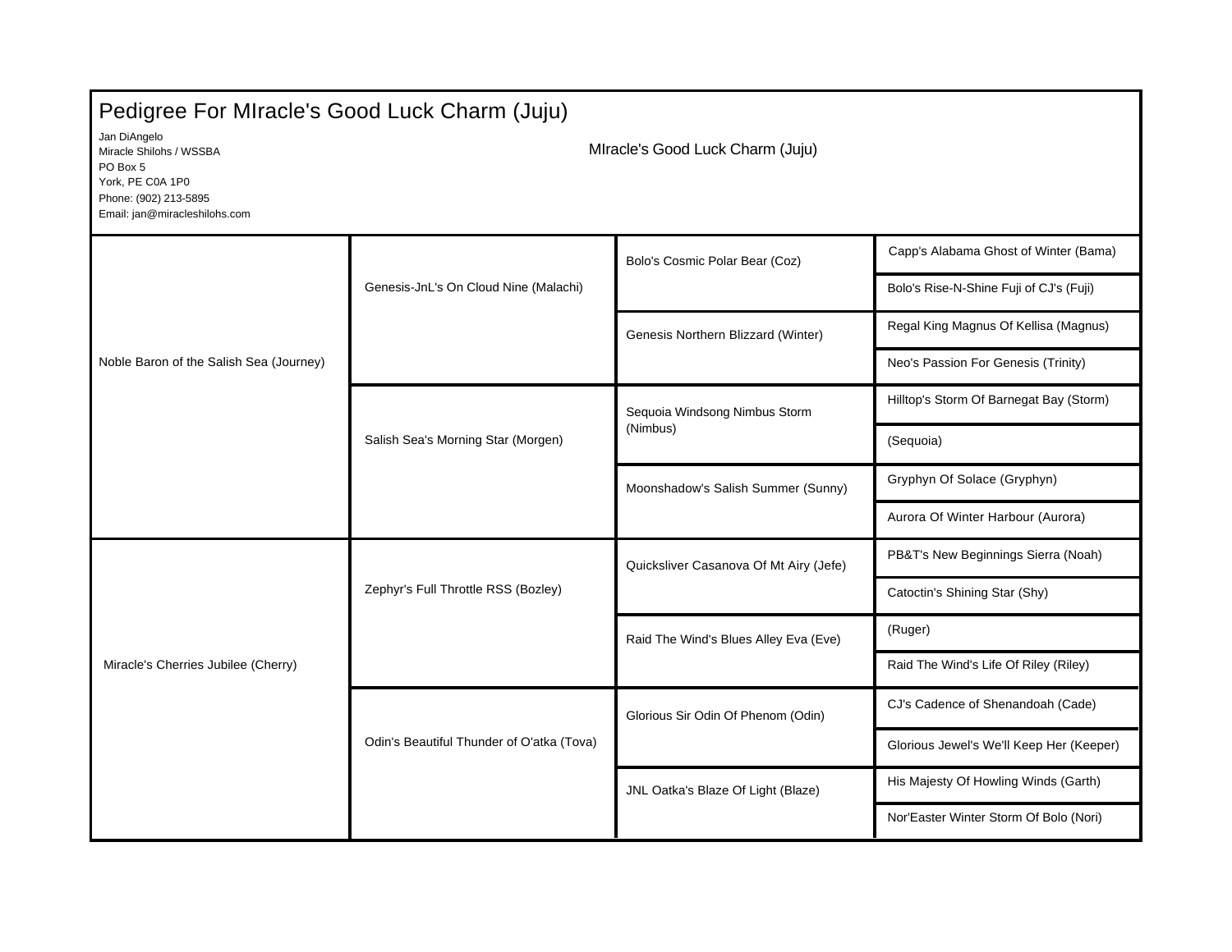# Pedigree For MIracle's Good Luck Charm (Juju)

Jan DiAngelo
Miracle Shilohs / WSSBA
PO Box 5
York, PE C0A 1P0
Phone: (902) 213-5895
Email: jan@miracleshilohs.com

MIracle's Good Luck Charm (Juju)

| | | | |
|---|---|---|---|
| Noble Baron of the Salish Sea (Journey) | Genesis-JnL's On Cloud Nine (Malachi) | Bolo's Cosmic Polar Bear (Coz) | Capp's Alabama Ghost of Winter (Bama) |
| | | | Bolo's Rise-N-Shine Fuji of CJ's (Fuji) |
| | | Genesis Northern Blizzard (Winter) | Regal King Magnus Of Kellisa (Magnus) |
| | | | Neo's Passion For Genesis (Trinity) |
| | Salish Sea's Morning Star (Morgen) | Sequoia Windsong Nimbus Storm (Nimbus) | Hilltop's Storm Of Barnegat Bay (Storm) |
| | | | (Sequoia) |
| | | Moonshadow's Salish Summer (Sunny) | Gryphyn Of Solace (Gryphyn) |
| | | | Aurora Of Winter Harbour (Aurora) |
| Miracle's Cherries Jubilee (Cherry) | Zephyr's Full Throttle RSS (Bozley) | Quicksliver Casanova Of Mt Airy (Jefe) | PB&T's New Beginnings Sierra (Noah) |
| | | | Catoctin's Shining Star (Shy) |
| | | Raid The Wind's Blues Alley Eva (Eve) | (Ruger) |
| | | | Raid The Wind's Life Of Riley (Riley) |
| | Odin's Beautiful Thunder of O'atka (Tova) | Glorious Sir Odin Of Phenom (Odin) | CJ's Cadence of Shenandoah (Cade) |
| | | | Glorious Jewel's We'll Keep Her (Keeper) |
| | | JNL Oatka's Blaze Of Light (Blaze) | His Majesty Of Howling Winds (Garth) |
| | | | Nor'Easter Winter Storm Of Bolo (Nori) |